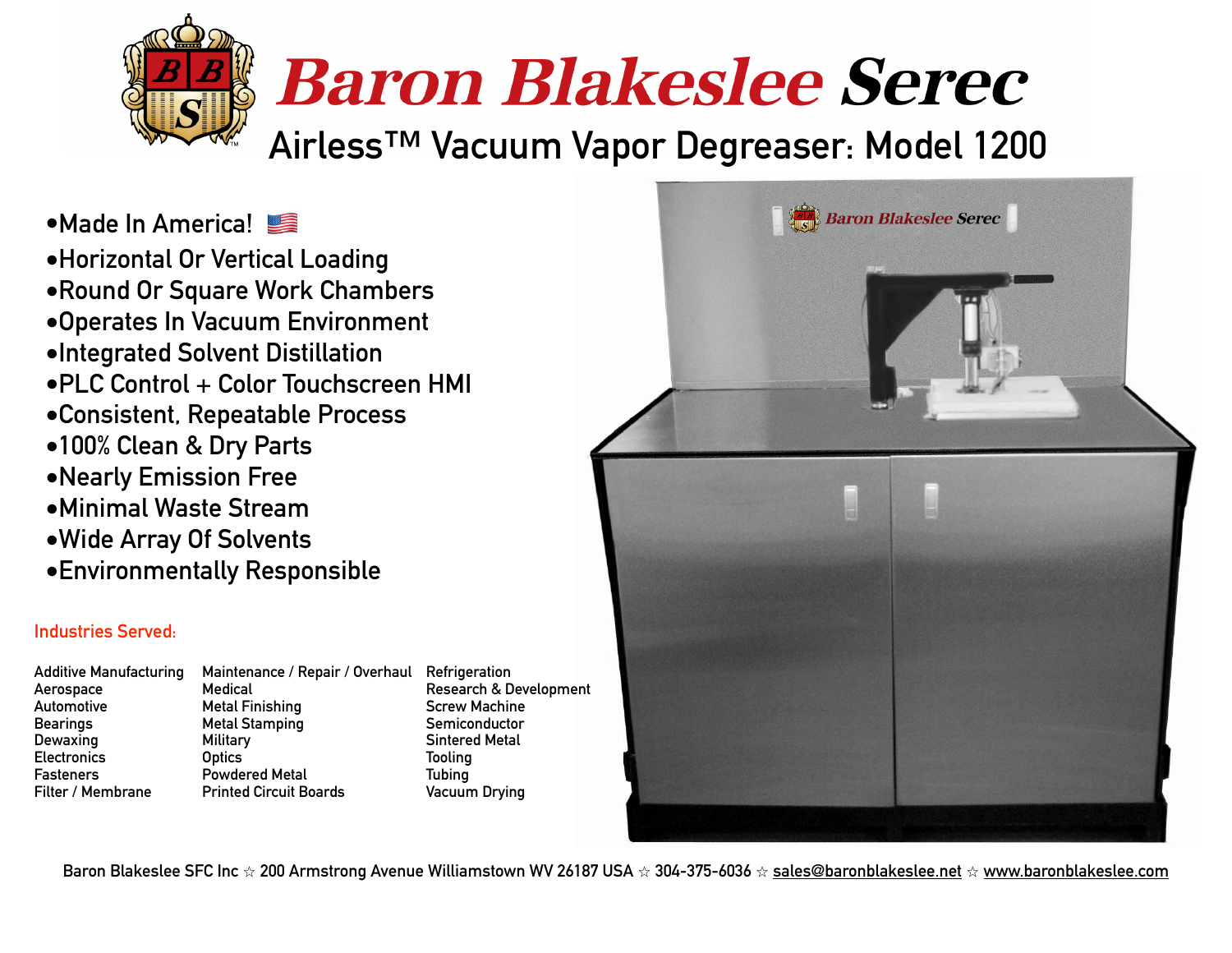# Baron Blakeslee Serec

## Airless™ Vacuum Vapor Degreaser: Model 1200

- Made In America! 🇺🇸
- Horizontal Or Vertical Loading
- Round Or Square Work Chambers
- Operates In Vacuum Environment
- Integrated Solvent Distillation
- PLC Control + Color Touchscreen HMI
- Consistent, Repeatable Process
- 100% Clean & Dry Parts
- Nearly Emission Free
- Minimal Waste Stream
- Wide Array Of Solvents
- Environmentally Responsible

**Industries Served:**

Additive Manufacturing
Aerospace
Automotive
Bearings
Dewaxing
Electronics
Fasteners
Filter / Membrane
Maintenance / Repair / Overhaul
Medical
Metal Finishing
Metal Stamping
Military
Optics
Powdered Metal
Printed Circuit Boards
Refrigeration
Research & Development
Screw Machine
Semiconductor
Sintered Metal
Tooling
Tubing
Vacuum Drying

Baron Blakeslee SFC Inc ☆ 200 Armstrong Avenue Williamstown WV 26187 USA ☆ 304-375-6036 ☆ sales@baronblakeslee.net ☆ www.baronblakeslee.com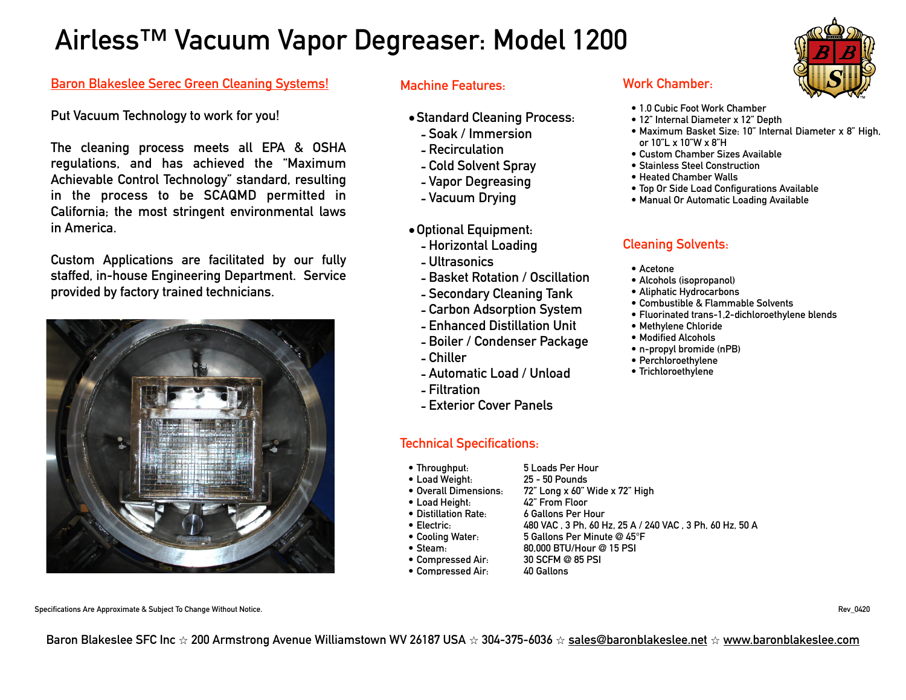# Airless™ Vacuum Vapor Degreaser: Model 1200

## Baron Blakeslee Serec Green Cleaning Systems!

Put Vacuum Technology to work for you!

The cleaning process meets all EPA & OSHA regulations, and has achieved the "Maximum Achievable Control Technology" standard, resulting in the process to be SCAQMD permitted in California; the most stringent environmental laws in America.

Custom Applications are facilitated by our fully staffed, in-house Engineering Department. Service provided by factory trained technicians.

## Machine Features:

- Standard Cleaning Process:
  - Soak / Immersion
  - Recirculation
  - Cold Solvent Spray
  - Vapor Degreasing
  - Vacuum Drying
- Optional Equipment:
  - Horizontal Loading
  - Ultrasonics
  - Basket Rotation / Oscillation
  - Secondary Cleaning Tank
  - Carbon Adsorption System
  - Enhanced Distillation Unit
  - Boiler / Condenser Package
  - Chiller
  - Automatic Load / Unload
  - Filtration
  - Exterior Cover Panels

## Technical Specifications:

| | |
|---|---|
| • Throughput: | 5 Loads Per Hour |
| • Load Weight: | 25 - 50 Pounds |
| • Overall Dimensions: | 72" Long x 60" Wide x 72" High |
| • Load Height: | 42" From Floor |
| • Distillation Rate: | 6 Gallons Per Hour |
| • Electric: | 480 VAC , 3 Ph, 60 Hz, 25 A / 240 VAC , 3 Ph, 60 Hz, 50 A |
| • Cooling Water: | 5 Gallons Per Minute @ 45°F |
| • Steam: | 80,000 BTU/Hour @ 15 PSI |
| • Compressed Air: | 30 SCFM @ 85 PSI |
| • Compressed Air: | 40 Gallons |

## Work Chamber:

- 1.0 Cubic Foot Work Chamber
- 12" Internal Diameter x 12" Depth
- Maximum Basket Size: 10" Internal Diameter x 8" High, or 10"L x 10"W x 8"H
- Custom Chamber Sizes Available
- Stainless Steel Construction
- Heated Chamber Walls
- Top Or Side Load Configurations Available
- Manual Or Automatic Loading Available

## Cleaning Solvents:

- Acetone
- Alcohols (isopropanol)
- Aliphatic Hydrocarbons
- Combustible & Flammable Solvents
- Fluorinated trans-1,2-dichloroethylene blends
- Methylene Chloride
- Modified Alcohols
- n-propyl bromide (nPB)
- Perchloroethylene
- Trichloroethylene

Specifications Are Approximate & Subject To Change Without Notice.

Rev_0420

Baron Blakeslee SFC Inc ☆ 200 Armstrong Avenue Williamstown WV 26187 USA ☆ 304-375-6036 ☆ sales@baronblakeslee.net ☆ www.baronblakeslee.com